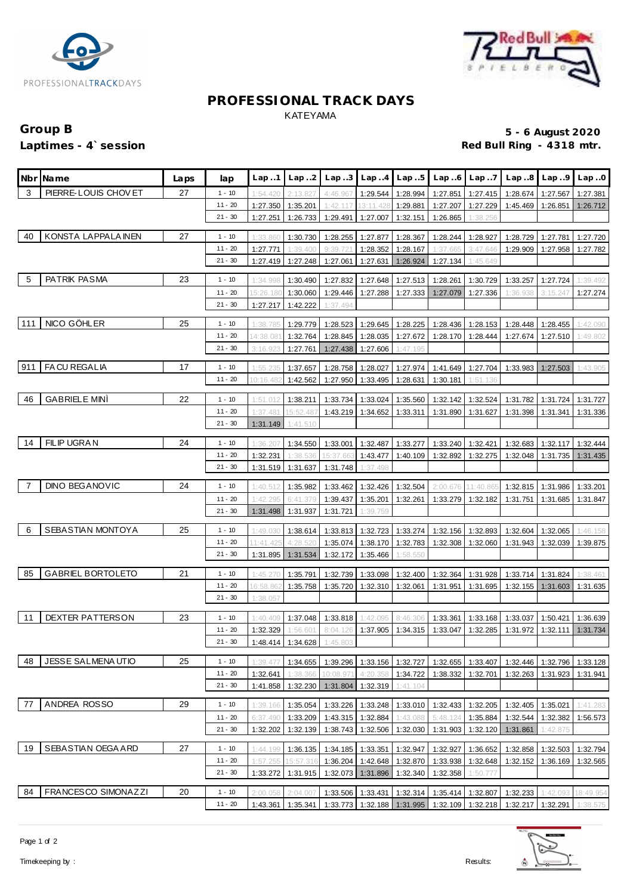# PROFESSIONAL TRACK DAYS

KATEYAMA

**Group B**
**Laptimes - 4` session**

**5 - 6 August 2020**
**Red Bull Ring - 4318 mtr.**

| Nbr | Name | Laps | lap | Lap..1 | Lap..2 | Lap..3 | Lap..4 | Lap..5 | Lap..6 | Lap..7 | Lap..8 | Lap..9 | Lap..0 |
|---|---|---|---|---|---|---|---|---|---|---|---|---|---|
| 3 | PIERRE-LOUIS CHOVET | 27 | 1 - 10 | 1:54.420 | 2:13.827 | 4:46.967 | 1:29.544 | 1:28.994 | 1:27.851 | 1:27.415 | 1:28.674 | 1:27.567 | 1:27.381 |
| | | | 11 - 20 | 1:27.350 | 1:35.201 | 1:42.117 | 13:11.428 | 1:29.881 | 1:27.207 | 1:27.229 | 1:45.469 | 1:26.851 | 1:26.712 |
| | | | 21 - 30 | 1:27.251 | 1:26.733 | 1:29.491 | 1:27.007 | 1:32.151 | 1:26.865 | 1:38.256 | | | |
| 40 | KONSTA LAPPALAINEN | 27 | 1 - 10 | 1:33.860 | 1:30.730 | 1:28.255 | 1:27.877 | 1:28.367 | 1:28.244 | 1:28.927 | 1:28.729 | 1:27.781 | 1:27.720 |
| | | | 11 - 20 | 1:27.771 | 1:39.400 | 9:39.721 | 1:28.352 | 1:28.167 | 1:37.665 | 3:47.646 | 1:29.909 | 1:27.958 | 1:27.782 |
| | | | 21 - 30 | 1:27.419 | 1:27.248 | 1:27.061 | 1:27.631 | 1:26.924 | 1:27.134 | 1:45.649 | | | |
| 5 | PATRIK PASMA | 23 | 1 - 10 | 1:34.998 | 1:30.490 | 1:27.832 | 1:27.648 | 1:27.513 | 1:28.261 | 1:30.729 | 1:33.257 | 1:27.724 | 1:39.492 |
| | | | 11 - 20 | 15:26.180 | 1:30.060 | 1:29.446 | 1:27.288 | 1:27.333 | 1:27.079 | 1:27.336 | 1:36.938 | 3:15.247 | 1:27.274 |
| | | | 21 - 30 | 1:27.217 | 1:42.222 | 1:37.494 | | | | | | | |
| 111 | NICO GÖHLER | 25 | 1 - 10 | 1:38.785 | 1:29.779 | 1:28.523 | 1:29.645 | 1:28.225 | 1:28.436 | 1:28.153 | 1:28.448 | 1:28.455 | 1:42.090 |
| | | | 11 - 20 | 14:38.081 | 1:32.764 | 1:28.845 | 1:28.035 | 1:27.672 | 1:28.170 | 1:28.444 | 1:27.674 | 1:27.510 | 1:49.802 |
| | | | 21 - 30 | 3:16.923 | 1:27.761 | 1:27.438 | 1:27.606 | 1:47.195 | | | | | |
| 911 | FACU REGALIA | 17 | 1 - 10 | 1:55.235 | 1:37.657 | 1:28.758 | 1:28.027 | 1:27.974 | 1:41.649 | 1:27.704 | 1:33.983 | 1:27.503 | 1:43.905 |
| | | | 11 - 20 | 10:16.482 | 1:42.562 | 1:27.950 | 1:33.495 | 1:28.631 | 1:30.181 | 1:51.136 | | | |
| 46 | GABRIELE MINÌ | 22 | 1 - 10 | 1:51.012 | 1:38.211 | 1:33.734 | 1:33.024 | 1:35.560 | 1:32.142 | 1:32.524 | 1:31.782 | 1:31.724 | 1:31.727 |
| | | | 11 - 20 | 1:37.481 | 15:52.487 | 1:43.219 | 1:34.652 | 1:33.311 | 1:31.890 | 1:31.627 | 1:31.398 | 1:31.341 | 1:31.336 |
| | | | 21 - 30 | 1:31.149 | 1:41.510 | | | | | | | | |
| 14 | FILIP UGRAN | 24 | 1 - 10 | 1:36.207 | 1:34.550 | 1:33.001 | 1:32.487 | 1:33.277 | 1:33.240 | 1:32.421 | 1:32.683 | 1:32.117 | 1:32.444 |
| | | | 11 - 20 | 1:32.231 | 1:38.536 | 15:37.663 | 1:43.477 | 1:40.109 | 1:32.892 | 1:32.275 | 1:32.048 | 1:31.735 | 1:31.435 |
| | | | 21 - 30 | 1:31.519 | 1:31.637 | 1:31.748 | 1:37.498 | | | | | | |
| 7 | DINO BEGANOVIC | 24 | 1 - 10 | 1:40.512 | 1:35.982 | 1:33.462 | 1:32.426 | 1:32.504 | 2:00.676 | 11:40.865 | 1:32.815 | 1:31.986 | 1:33.201 |
| | | | 11 - 20 | 1:42.295 | 6:41.379 | 1:39.437 | 1:35.201 | 1:32.261 | 1:33.279 | 1:32.182 | 1:31.751 | 1:31.685 | 1:31.847 |
| | | | 21 - 30 | 1:31.498 | 1:31.937 | 1:31.721 | 1:39.759 | | | | | | |
| 6 | SEBASTIAN MONTOYA | 25 | 1 - 10 | 1:49.030 | 1:38.614 | 1:33.813 | 1:32.723 | 1:33.274 | 1:32.156 | 1:32.893 | 1:32.604 | 1:32.065 | 1:46.158 |
| | | | 11 - 20 | 11:41.425 | 4:28.520 | 1:35.074 | 1:38.170 | 1:32.783 | 1:32.308 | 1:32.060 | 1:31.943 | 1:32.039 | 1:39.875 |
| | | | 21 - 30 | 1:31.895 | 1:31.534 | 1:32.172 | 1:35.466 | 1:58.550 | | | | | |
| 85 | GABRIEL BORTOLETO | 21 | 1 - 10 | 1:45.270 | 1:35.791 | 1:32.739 | 1:33.098 | 1:32.400 | 1:32.364 | 1:31.928 | 1:33.714 | 1:31.824 | 1:38.461 |
| | | | 11 - 20 | 16:58.862 | 1:35.758 | 1:35.720 | 1:32.310 | 1:32.061 | 1:31.951 | 1:31.695 | 1:32.155 | 1:31.603 | 1:31.635 |
| | | | 21 - 30 | 1:38.057 | | | | | | | | | |
| 11 | DEXTER PATTERSON | 23 | 1 - 10 | 1:40.409 | 1:37.048 | 1:33.818 | 1:42.095 | 8:46.306 | 1:33.361 | 1:33.168 | 1:33.037 | 1:50.421 | 1:36.639 |
| | | | 11 - 20 | 1:32.329 | 1:56.601 | 8:04.126 | 1:37.905 | 1:34.315 | 1:33.047 | 1:32.285 | 1:31.972 | 1:32.111 | 1:31.734 |
| | | | 21 - 30 | 1:48.414 | 1:34.628 | 1:45.803 | | | | | | | |
| 48 | JESSE SALMENAUTIO | 25 | 1 - 10 | 1:39.477 | 1:34.655 | 1:39.296 | 1:33.156 | 1:32.727 | 1:32.655 | 1:33.407 | 1:32.446 | 1:32.796 | 1:33.128 |
| | | | 11 - 20 | 1:32.641 | 1:38.366 | 10:08.971 | 4:20.358 | 1:34.722 | 1:38.332 | 1:32.701 | 1:32.263 | 1:31.923 | 1:31.941 |
| | | | 21 - 30 | 1:41.858 | 1:32.230 | 1:31.804 | 1:32.319 | 1:41.104 | | | | | |
| 77 | ANDREA ROSSO | 29 | 1 - 10 | 1:39.166 | 1:35.054 | 1:33.226 | 1:33.248 | 1:33.010 | 1:32.433 | 1:32.205 | 1:32.405 | 1:35.021 | 1:41.283 |
| | | | 11 - 20 | 6:37.490 | 1:33.209 | 1:43.315 | 1:32.884 | 1:43.088 | 5:48.124 | 1:35.884 | 1:32.544 | 1:32.382 | 1:56.573 |
| | | | 21 - 30 | 1:32.202 | 1:32.139 | 1:38.743 | 1:32.506 | 1:32.030 | 1:31.903 | 1:32.120 | 1:31.861 | 1:42.875 | |
| 19 | SEBASTIAN OEGAARD | 27 | 1 - 10 | 1:44.199 | 1:36.135 | 1:34.185 | 1:33.351 | 1:32.947 | 1:32.927 | 1:36.652 | 1:32.858 | 1:32.503 | 1:32.794 |
| | | | 11 - 20 | 1:57.255 | 15:57.316 | 1:36.204 | 1:42.648 | 1:32.870 | 1:33.938 | 1:32.648 | 1:32.152 | 1:36.169 | 1:32.565 |
| | | | 21 - 30 | 1:33.272 | 1:31.915 | 1:32.073 | 1:31.896 | 1:32.340 | 1:32.358 | 1:50.777 | | | |
| 84 | FRANCESCO SIMONAZZI | 20 | 1 - 10 | 2:00.058 | 2:04.007 | 1:33.506 | 1:33.431 | 1:32.314 | 1:35.414 | 1:32.807 | 1:32.233 | 1:42.093 | 18:49.954 |
| | | | 11 - 20 | 1:43.361 | 1:35.341 | 1:33.773 | 1:32.188 | 1:31.995 | 1:32.109 | 1:32.218 | 1:32.217 | 1:32.291 | 1:38.575 |

Timekeeping by :

Results: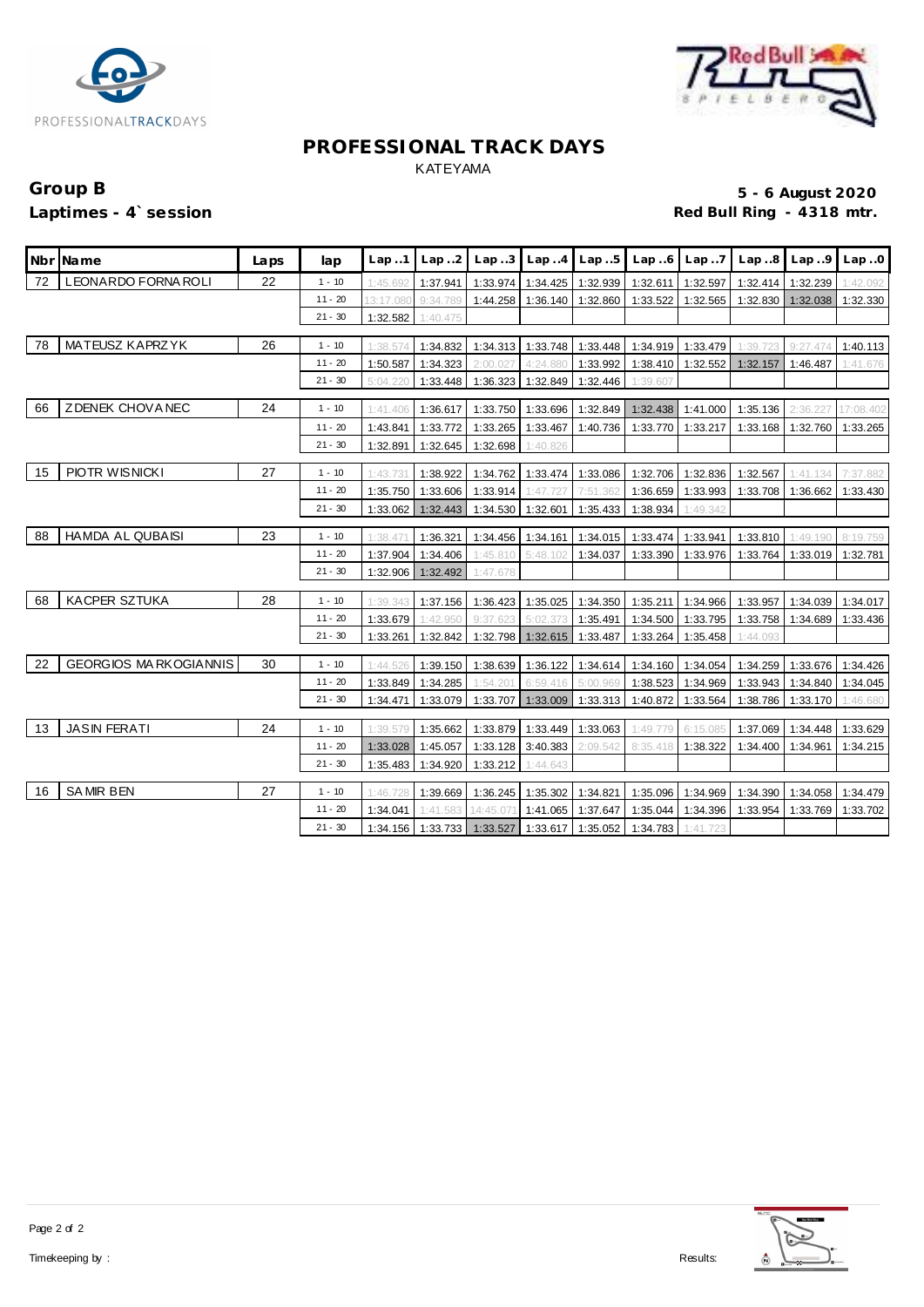# PROFESSIONAL TRACK DAYS

KATEYAMA

**Group B** — **5 - 6 August 2020**

**Laptimes - 4` session** — **Red Bull Ring - 4318 mtr.**

| Nbr | Name | Laps | lap | Lap..1 | Lap..2 | Lap..3 | Lap..4 | Lap..5 | Lap..6 | Lap..7 | Lap..8 | Lap..9 | Lap..0 |
|---|---|---|---|---|---|---|---|---|---|---|---|---|---|
| 72 | LEONARDO FORNAROLI | 22 | 1 - 10 | 1:45.692 | 1:37.941 | 1:33.974 | 1:34.425 | 1:32.939 | 1:32.611 | 1:32.597 | 1:32.414 | 1:32.239 | 1:42.092 |
| | | | 11 - 20 | 13:17.080 | 9:34.789 | 1:44.258 | 1:36.140 | 1:32.860 | 1:33.522 | 1:32.565 | 1:32.830 | 1:32.038 | 1:32.330 |
| | | | 21 - 30 | 1:32.582 | 1:40.475 | | | | | | | | |
| 78 | MATEUSZ KAPRZYK | 26 | 1 - 10 | 1:38.574 | 1:34.832 | 1:34.313 | 1:33.748 | 1:33.448 | 1:34.919 | 1:33.479 | 1:39.723 | 9:27.474 | 1:40.113 |
| | | | 11 - 20 | 1:50.587 | 1:34.323 | 2:00.027 | 4:24.880 | 1:33.992 | 1:38.410 | 1:32.552 | 1:32.157 | 1:46.487 | 1:41.676 |
| | | | 21 - 30 | 5:04.220 | 1:33.448 | 1:36.323 | 1:32.849 | 1:32.446 | 1:39.607 | | | | |
| 66 | ZDENEK CHOVANEC | 24 | 1 - 10 | 1:41.406 | 1:36.617 | 1:33.750 | 1:33.696 | 1:32.849 | 1:32.438 | 1:41.000 | 1:35.136 | 2:36.227 | 17:08.402 |
| | | | 11 - 20 | 1:43.841 | 1:33.772 | 1:33.265 | 1:33.467 | 1:40.736 | 1:33.770 | 1:33.217 | 1:33.168 | 1:32.760 | 1:33.265 |
| | | | 21 - 30 | 1:32.891 | 1:32.645 | 1:32.698 | 1:40.826 | | | | | | |
| 15 | PIOTR WISNICKI | 27 | 1 - 10 | 1:43.731 | 1:38.922 | 1:34.762 | 1:33.474 | 1:33.086 | 1:32.706 | 1:32.836 | 1:32.567 | 1:41.134 | 7:37.882 |
| | | | 11 - 20 | 1:35.750 | 1:33.606 | 1:33.914 | 1:47.727 | 7:51.362 | 1:36.659 | 1:33.993 | 1:33.708 | 1:36.662 | 1:33.430 |
| | | | 21 - 30 | 1:33.062 | 1:32.443 | 1:34.530 | 1:32.601 | 1:35.433 | 1:38.934 | 1:49.342 | | | |
| 88 | HAMDA AL QUBAISI | 23 | 1 - 10 | 1:38.471 | 1:36.321 | 1:34.456 | 1:34.161 | 1:34.015 | 1:33.474 | 1:33.941 | 1:33.810 | 1:49.190 | 8:19.759 |
| | | | 11 - 20 | 1:37.904 | 1:34.406 | 1:45.810 | 5:48.102 | 1:34.037 | 1:33.390 | 1:33.976 | 1:33.764 | 1:33.019 | 1:32.781 |
| | | | 21 - 30 | 1:32.906 | 1:32.492 | 1:47.678 | | | | | | | |
| 68 | KACPER SZTUKA | 28 | 1 - 10 | 1:39.343 | 1:37.156 | 1:36.423 | 1:35.025 | 1:34.350 | 1:35.211 | 1:34.966 | 1:33.957 | 1:34.039 | 1:34.017 |
| | | | 11 - 20 | 1:33.679 | 1:42.950 | 9:37.623 | 5:02.373 | 1:35.491 | 1:34.500 | 1:33.795 | 1:33.758 | 1:34.689 | 1:33.436 |
| | | | 21 - 30 | 1:33.261 | 1:32.842 | 1:32.798 | 1:32.615 | 1:33.487 | 1:33.264 | 1:35.458 | 1:44.093 | | |
| 22 | GEORGIOS MARKOGIANNIS | 30 | 1 - 10 | 1:44.526 | 1:39.150 | 1:38.639 | 1:36.122 | 1:34.614 | 1:34.160 | 1:34.054 | 1:34.259 | 1:33.676 | 1:34.426 |
| | | | 11 - 20 | 1:33.849 | 1:34.285 | 1:54.201 | 6:59.416 | 5:00.969 | 1:38.523 | 1:34.969 | 1:33.943 | 1:34.840 | 1:34.045 |
| | | | 21 - 30 | 1:34.471 | 1:33.079 | 1:33.707 | 1:33.009 | 1:33.313 | 1:40.872 | 1:33.564 | 1:38.786 | 1:33.170 | 1:46.680 |
| 13 | JASIN FERATI | 24 | 1 - 10 | 1:39.579 | 1:35.662 | 1:33.879 | 1:33.449 | 1:33.063 | 1:49.779 | 6:15.085 | 1:37.069 | 1:34.448 | 1:33.629 |
| | | | 11 - 20 | 1:33.028 | 1:45.057 | 1:33.128 | 3:40.383 | 2:09.542 | 8:35.418 | 1:38.322 | 1:34.400 | 1:34.961 | 1:34.215 |
| | | | 21 - 30 | 1:35.483 | 1:34.920 | 1:33.212 | 1:44.643 | | | | | | |
| 16 | SAMIR BEN | 27 | 1 - 10 | 1:46.728 | 1:39.669 | 1:36.245 | 1:35.302 | 1:34.821 | 1:35.096 | 1:34.969 | 1:34.390 | 1:34.058 | 1:34.479 |
| | | | 11 - 20 | 1:34.041 | 1:41.583 | 14:45.071 | 1:41.065 | 1:37.647 | 1:35.044 | 1:34.396 | 1:33.954 | 1:33.769 | 1:33.702 |
| | | | 21 - 30 | 1:34.156 | 1:33.733 | 1:33.527 | 1:33.617 | 1:35.052 | 1:34.783 | 1:41.723 | | | |

Timekeeping by :

Results: